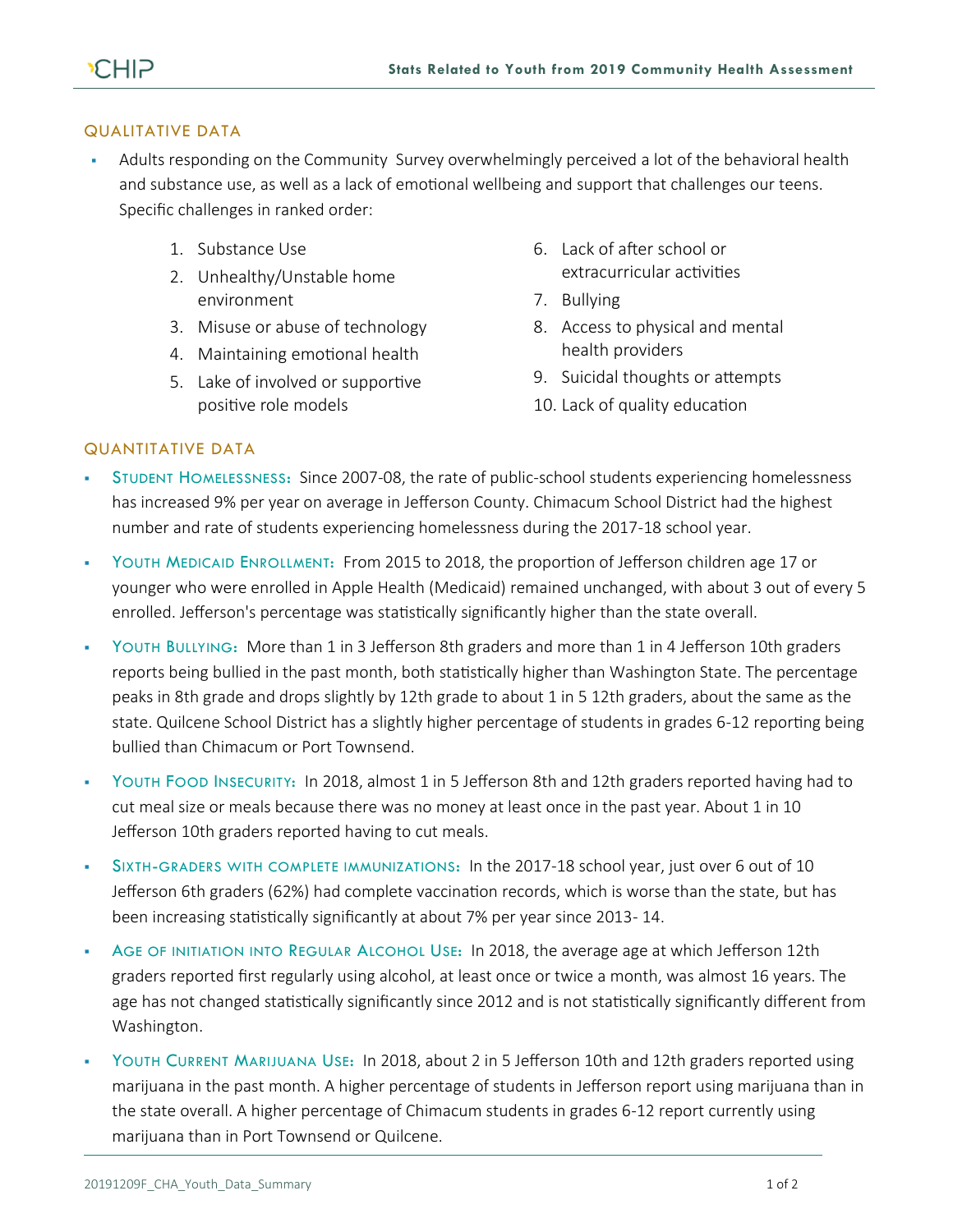## QUALITATIVE DATA

- Adults responding on the Community Survey overwhelmingly perceived a lot of the behavioral health and substance use, as well as a lack of emotional wellbeing and support that challenges our teens. Specific challenges in ranked order:

  1. Substance Use
  2. Unhealthy/Unstable home environment
  3. Misuse or abuse of technology
  4. Maintaining emotional health
  5. Lake of involved or supportive positive role models
  6. Lack of after school or extracurricular activities
  7. Bullying
  8. Access to physical and mental health providers
  9. Suicidal thoughts or attempts
  10. Lack of quality education

## QUANTITATIVE DATA

- **Student Homelessness:** Since 2007-08, the rate of public-school students experiencing homelessness has increased 9% per year on average in Jefferson County. Chimacum School District had the highest number and rate of students experiencing homelessness during the 2017-18 school year.
- **Youth Medicaid Enrollment:** From 2015 to 2018, the proportion of Jefferson children age 17 or younger who were enrolled in Apple Health (Medicaid) remained unchanged, with about 3 out of every 5 enrolled. Jefferson's percentage was statistically significantly higher than the state overall.
- **Youth Bullying:** More than 1 in 3 Jefferson 8th graders and more than 1 in 4 Jefferson 10th graders reports being bullied in the past month, both statistically higher than Washington State. The percentage peaks in 8th grade and drops slightly by 12th grade to about 1 in 5 12th graders, about the same as the state. Quilcene School District has a slightly higher percentage of students in grades 6-12 reporting being bullied than Chimacum or Port Townsend.
- **Youth Food Insecurity:** In 2018, almost 1 in 5 Jefferson 8th and 12th graders reported having had to cut meal size or meals because there was no money at least once in the past year. About 1 in 10 Jefferson 10th graders reported having to cut meals.
- **Sixth-graders with complete immunizations:** In the 2017-18 school year, just over 6 out of 10 Jefferson 6th graders (62%) had complete vaccination records, which is worse than the state, but has been increasing statistically significantly at about 7% per year since 2013- 14.
- **Age of initiation into Regular Alcohol Use:** In 2018, the average age at which Jefferson 12th graders reported first regularly using alcohol, at least once or twice a month, was almost 16 years. The age has not changed statistically significantly since 2012 and is not statistically significantly different from Washington.
- **Youth Current Marijuana Use:** In 2018, about 2 in 5 Jefferson 10th and 12th graders reported using marijuana in the past month. A higher percentage of students in Jefferson report using marijuana than in the state overall. A higher percentage of Chimacum students in grades 6-12 report currently using marijuana than in Port Townsend or Quilcene.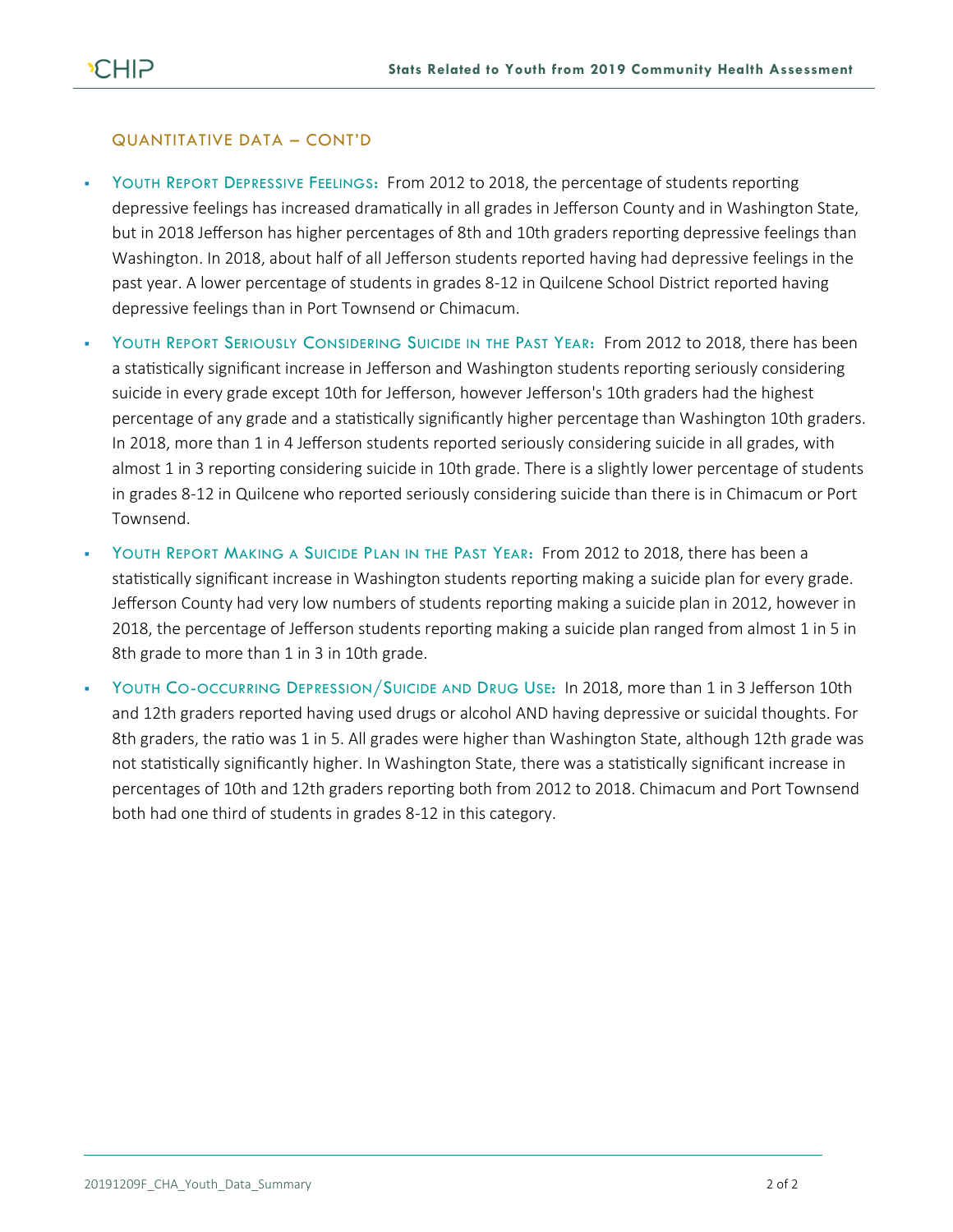## QUANTITATIVE DATA – CONT'D

- **YOUTH REPORT DEPRESSIVE FEELINGS:** From 2012 to 2018, the percentage of students reporting depressive feelings has increased dramatically in all grades in Jefferson County and in Washington State, but in 2018 Jefferson has higher percentages of 8th and 10th graders reporting depressive feelings than Washington. In 2018, about half of all Jefferson students reported having had depressive feelings in the past year. A lower percentage of students in grades 8-12 in Quilcene School District reported having depressive feelings than in Port Townsend or Chimacum.
- **YOUTH REPORT SERIOUSLY CONSIDERING SUICIDE IN THE PAST YEAR:** From 2012 to 2018, there has been a statistically significant increase in Jefferson and Washington students reporting seriously considering suicide in every grade except 10th for Jefferson, however Jefferson's 10th graders had the highest percentage of any grade and a statistically significantly higher percentage than Washington 10th graders. In 2018, more than 1 in 4 Jefferson students reported seriously considering suicide in all grades, with almost 1 in 3 reporting considering suicide in 10th grade. There is a slightly lower percentage of students in grades 8-12 in Quilcene who reported seriously considering suicide than there is in Chimacum or Port Townsend.
- **YOUTH REPORT MAKING A SUICIDE PLAN IN THE PAST YEAR:** From 2012 to 2018, there has been a statistically significant increase in Washington students reporting making a suicide plan for every grade. Jefferson County had very low numbers of students reporting making a suicide plan in 2012, however in 2018, the percentage of Jefferson students reporting making a suicide plan ranged from almost 1 in 5 in 8th grade to more than 1 in 3 in 10th grade.
- **YOUTH CO-OCCURRING DEPRESSION/SUICIDE AND DRUG USE:** In 2018, more than 1 in 3 Jefferson 10th and 12th graders reported having used drugs or alcohol AND having depressive or suicidal thoughts. For 8th graders, the ratio was 1 in 5. All grades were higher than Washington State, although 12th grade was not statistically significantly higher. In Washington State, there was a statistically significant increase in percentages of 10th and 12th graders reporting both from 2012 to 2018. Chimacum and Port Townsend both had one third of students in grades 8-12 in this category.